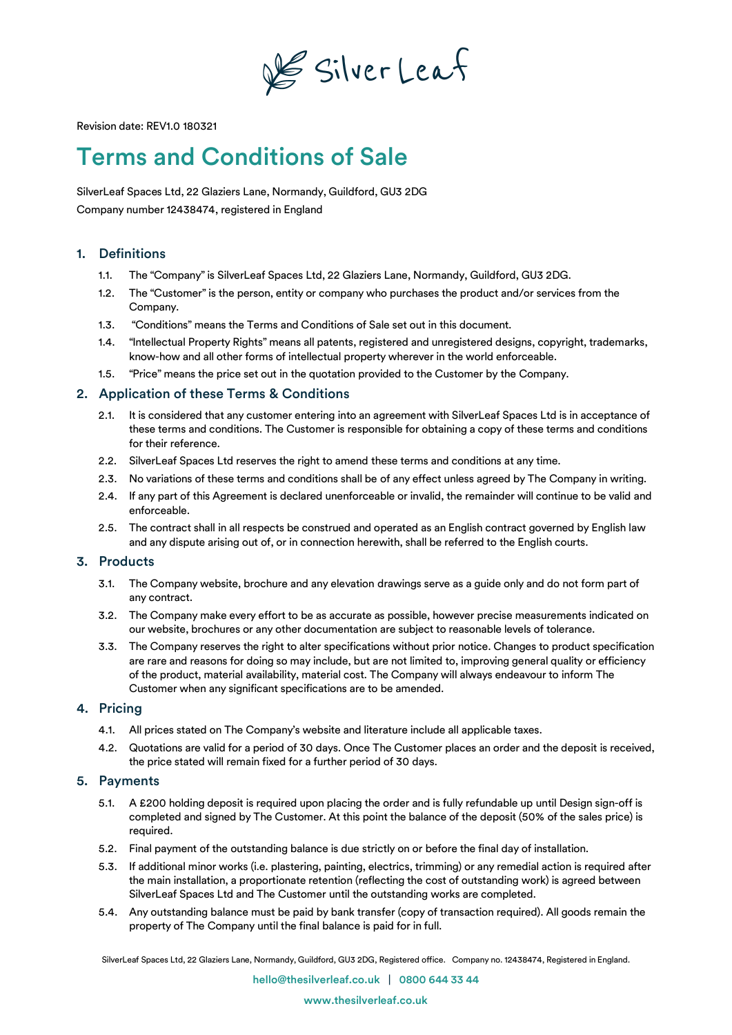Silver Leaf

Revision date: REV1.0 180321

# Terms and Conditions of Sale

SilverLeaf Spaces Ltd, 22 Glaziers Lane, Normandy, Guildford, GU3 2DG
Company number 12438474, registered in England

## 1. Definitions

1.1. The "Company" is SilverLeaf Spaces Ltd, 22 Glaziers Lane, Normandy, Guildford, GU3 2DG.

1.2. The "Customer" is the person, entity or company who purchases the product and/or services from the Company.

1.3. "Conditions" means the Terms and Conditions of Sale set out in this document.

1.4. "Intellectual Property Rights" means all patents, registered and unregistered designs, copyright, trademarks, know-how and all other forms of intellectual property wherever in the world enforceable.

1.5. "Price" means the price set out in the quotation provided to the Customer by the Company.

## 2. Application of these Terms & Conditions

2.1. It is considered that any customer entering into an agreement with SilverLeaf Spaces Ltd is in acceptance of these terms and conditions. The Customer is responsible for obtaining a copy of these terms and conditions for their reference.

2.2. SilverLeaf Spaces Ltd reserves the right to amend these terms and conditions at any time.

2.3. No variations of these terms and conditions shall be of any effect unless agreed by The Company in writing.

2.4. If any part of this Agreement is declared unenforceable or invalid, the remainder will continue to be valid and enforceable.

2.5. The contract shall in all respects be construed and operated as an English contract governed by English law and any dispute arising out of, or in connection herewith, shall be referred to the English courts.

## 3. Products

3.1. The Company website, brochure and any elevation drawings serve as a guide only and do not form part of any contract.

3.2. The Company make every effort to be as accurate as possible, however precise measurements indicated on our website, brochures or any other documentation are subject to reasonable levels of tolerance.

3.3. The Company reserves the right to alter specifications without prior notice. Changes to product specification are rare and reasons for doing so may include, but are not limited to, improving general quality or efficiency of the product, material availability, material cost. The Company will always endeavour to inform The Customer when any significant specifications are to be amended.

## 4. Pricing

4.1. All prices stated on The Company's website and literature include all applicable taxes.

4.2. Quotations are valid for a period of 30 days. Once The Customer places an order and the deposit is received, the price stated will remain fixed for a further period of 30 days.

## 5. Payments

5.1. A £200 holding deposit is required upon placing the order and is fully refundable up until Design sign-off is completed and signed by The Customer. At this point the balance of the deposit (50% of the sales price) is required.

5.2. Final payment of the outstanding balance is due strictly on or before the final day of installation.

5.3. If additional minor works (i.e. plastering, painting, electrics, trimming) or any remedial action is required after the main installation, a proportionate retention (reflecting the cost of outstanding work) is agreed between SilverLeaf Spaces Ltd and The Customer until the outstanding works are completed.

5.4. Any outstanding balance must be paid by bank transfer (copy of transaction required). All goods remain the property of The Company until the final balance is paid for in full.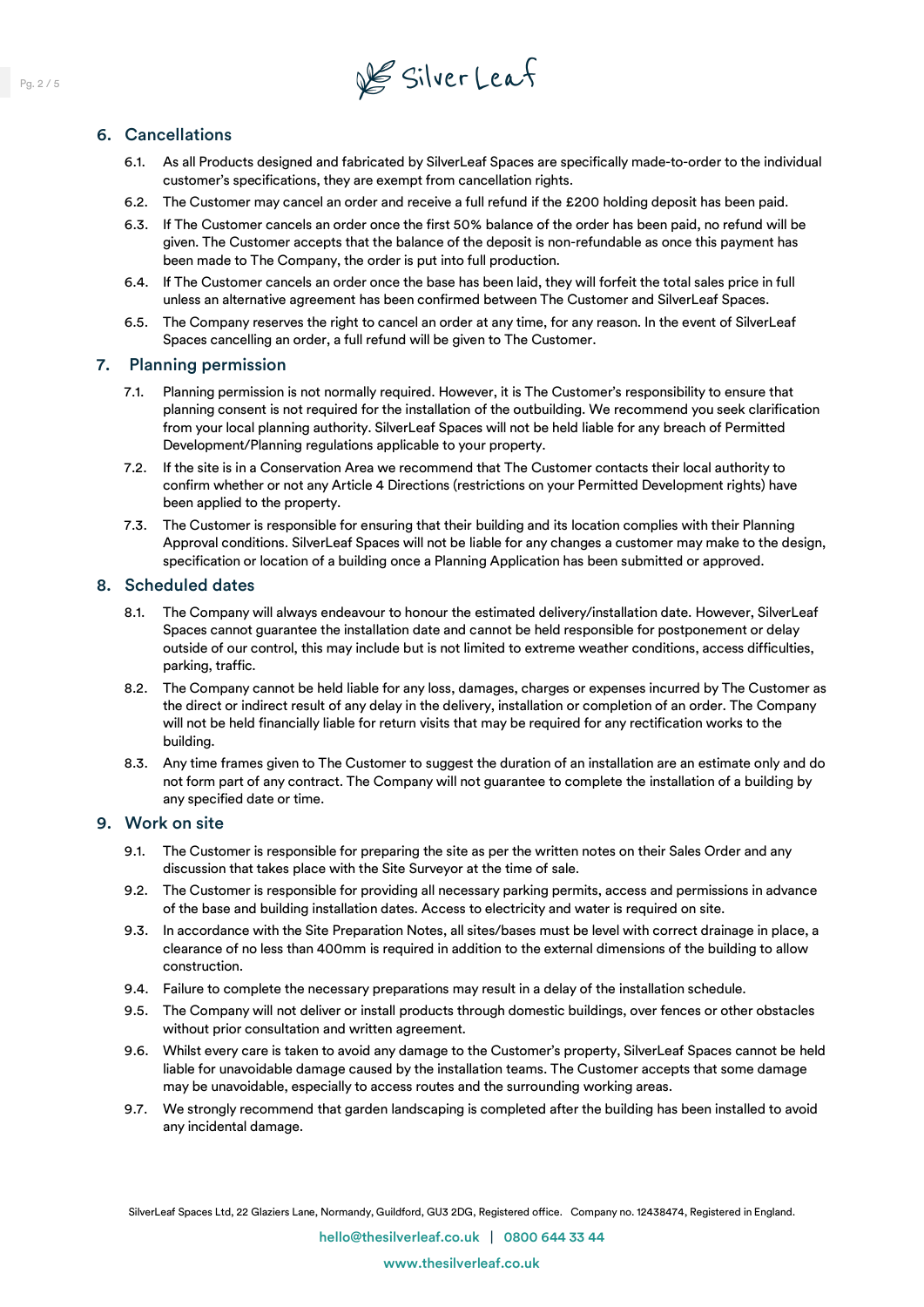## 6. Cancellations

6.1. As all Products designed and fabricated by SilverLeaf Spaces are specifically made-to-order to the individual customer's specifications, they are exempt from cancellation rights.

6.2. The Customer may cancel an order and receive a full refund if the £200 holding deposit has been paid.

6.3. If The Customer cancels an order once the first 50% balance of the order has been paid, no refund will be given. The Customer accepts that the balance of the deposit is non-refundable as once this payment has been made to The Company, the order is put into full production.

6.4. If The Customer cancels an order once the base has been laid, they will forfeit the total sales price in full unless an alternative agreement has been confirmed between The Customer and SilverLeaf Spaces.

6.5. The Company reserves the right to cancel an order at any time, for any reason. In the event of SilverLeaf Spaces cancelling an order, a full refund will be given to The Customer.

## 7. Planning permission

7.1. Planning permission is not normally required. However, it is The Customer's responsibility to ensure that planning consent is not required for the installation of the outbuilding. We recommend you seek clarification from your local planning authority. SilverLeaf Spaces will not be held liable for any breach of Permitted Development/Planning regulations applicable to your property.

7.2. If the site is in a Conservation Area we recommend that The Customer contacts their local authority to confirm whether or not any Article 4 Directions (restrictions on your Permitted Development rights) have been applied to the property.

7.3. The Customer is responsible for ensuring that their building and its location complies with their Planning Approval conditions. SilverLeaf Spaces will not be liable for any changes a customer may make to the design, specification or location of a building once a Planning Application has been submitted or approved.

## 8. Scheduled dates

8.1. The Company will always endeavour to honour the estimated delivery/installation date. However, SilverLeaf Spaces cannot guarantee the installation date and cannot be held responsible for postponement or delay outside of our control, this may include but is not limited to extreme weather conditions, access difficulties, parking, traffic.

8.2. The Company cannot be held liable for any loss, damages, charges or expenses incurred by The Customer as the direct or indirect result of any delay in the delivery, installation or completion of an order. The Company will not be held financially liable for return visits that may be required for any rectification works to the building.

8.3. Any time frames given to The Customer to suggest the duration of an installation are an estimate only and do not form part of any contract. The Company will not guarantee to complete the installation of a building by any specified date or time.

## 9. Work on site

9.1. The Customer is responsible for preparing the site as per the written notes on their Sales Order and any discussion that takes place with the Site Surveyor at the time of sale.

9.2. The Customer is responsible for providing all necessary parking permits, access and permissions in advance of the base and building installation dates. Access to electricity and water is required on site.

9.3. In accordance with the Site Preparation Notes, all sites/bases must be level with correct drainage in place, a clearance of no less than 400mm is required in addition to the external dimensions of the building to allow construction.

9.4. Failure to complete the necessary preparations may result in a delay of the installation schedule.

9.5. The Company will not deliver or install products through domestic buildings, over fences or other obstacles without prior consultation and written agreement.

9.6. Whilst every care is taken to avoid any damage to the Customer's property, SilverLeaf Spaces cannot be held liable for unavoidable damage caused by the installation teams. The Customer accepts that some damage may be unavoidable, especially to access routes and the surrounding working areas.

9.7. We strongly recommend that garden landscaping is completed after the building has been installed to avoid any incidental damage.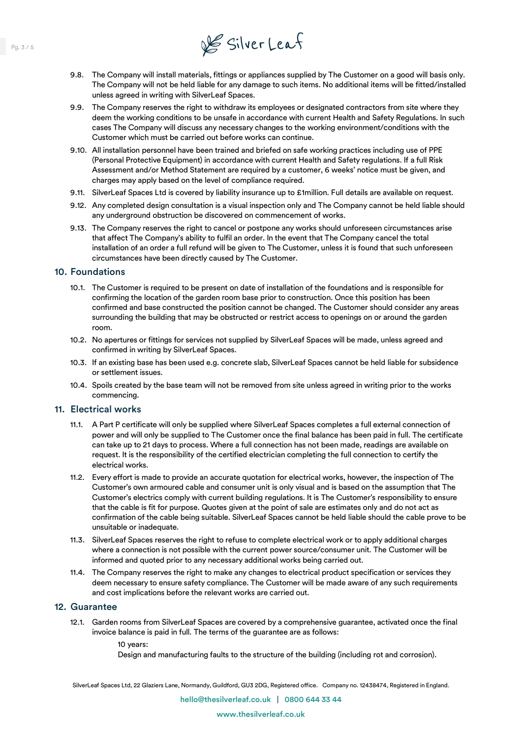9.8. The Company will install materials, fittings or appliances supplied by The Customer on a good will basis only. The Company will not be held liable for any damage to such items. No additional items will be fitted/installed unless agreed in writing with SilverLeaf Spaces.

9.9. The Company reserves the right to withdraw its employees or designated contractors from site where they deem the working conditions to be unsafe in accordance with current Health and Safety Regulations. In such cases The Company will discuss any necessary changes to the working environment/conditions with the Customer which must be carried out before works can continue.

9.10. All installation personnel have been trained and briefed on safe working practices including use of PPE (Personal Protective Equipment) in accordance with current Health and Safety regulations. If a full Risk Assessment and/or Method Statement are required by a customer, 6 weeks' notice must be given, and charges may apply based on the level of compliance required.

9.11. SilverLeaf Spaces Ltd is covered by liability insurance up to £1million. Full details are available on request.

9.12. Any completed design consultation is a visual inspection only and The Company cannot be held liable should any underground obstruction be discovered on commencement of works.

9.13. The Company reserves the right to cancel or postpone any works should unforeseen circumstances arise that affect The Company's ability to fulfil an order. In the event that The Company cancel the total installation of an order a full refund will be given to The Customer, unless it is found that such unforeseen circumstances have been directly caused by The Customer.

## 10. Foundations

10.1. The Customer is required to be present on date of installation of the foundations and is responsible for confirming the location of the garden room base prior to construction. Once this position has been confirmed and base constructed the position cannot be changed. The Customer should consider any areas surrounding the building that may be obstructed or restrict access to openings on or around the garden room.

10.2. No apertures or fittings for services not supplied by SilverLeaf Spaces will be made, unless agreed and confirmed in writing by SilverLeaf Spaces.

10.3. If an existing base has been used e.g. concrete slab, SilverLeaf Spaces cannot be held liable for subsidence or settlement issues.

10.4. Spoils created by the base team will not be removed from site unless agreed in writing prior to the works commencing.

## 11. Electrical works

11.1. A Part P certificate will only be supplied where SilverLeaf Spaces completes a full external connection of power and will only be supplied to The Customer once the final balance has been paid in full. The certificate can take up to 21 days to process. Where a full connection has not been made, readings are available on request. It is the responsibility of the certified electrician completing the full connection to certify the electrical works.

11.2. Every effort is made to provide an accurate quotation for electrical works, however, the inspection of The Customer's own armoured cable and consumer unit is only visual and is based on the assumption that The Customer's electrics comply with current building regulations. It is The Customer's responsibility to ensure that the cable is fit for purpose. Quotes given at the point of sale are estimates only and do not act as confirmation of the cable being suitable. SilverLeaf Spaces cannot be held liable should the cable prove to be unsuitable or inadequate.

11.3. SilverLeaf Spaces reserves the right to refuse to complete electrical work or to apply additional charges where a connection is not possible with the current power source/consumer unit. The Customer will be informed and quoted prior to any necessary additional works being carried out.

11.4. The Company reserves the right to make any changes to electrical product specification or services they deem necessary to ensure safety compliance. The Customer will be made aware of any such requirements and cost implications before the relevant works are carried out.

## 12. Guarantee

12.1. Garden rooms from SilverLeaf Spaces are covered by a comprehensive guarantee, activated once the final invoice balance is paid in full. The terms of the guarantee are as follows:

10 years:
Design and manufacturing faults to the structure of the building (including rot and corrosion).

SilverLeaf Spaces Ltd, 22 Glaziers Lane, Normandy, Guildford, GU3 2DG, Registered office. Company no. 12438474, Registered in England.

hello@thesilverleaf.co.uk | 0800 644 33 44

www.thesilverleaf.co.uk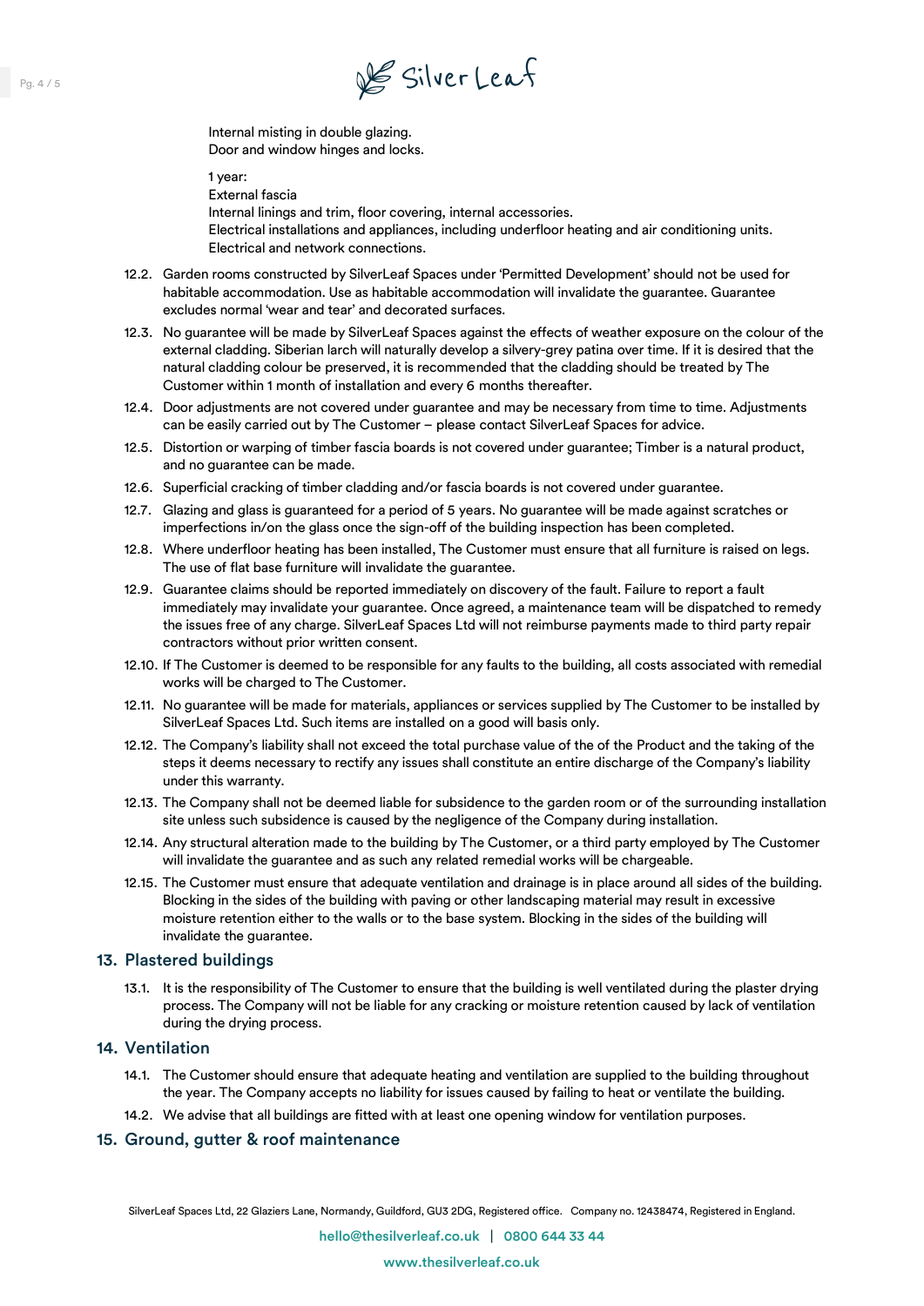Internal misting in double glazing.
Door and window hinges and locks.

1 year:
External fascia
Internal linings and trim, floor covering, internal accessories.
Electrical installations and appliances, including underfloor heating and air conditioning units.
Electrical and network connections.

12.2. Garden rooms constructed by SilverLeaf Spaces under 'Permitted Development' should not be used for habitable accommodation. Use as habitable accommodation will invalidate the guarantee. Guarantee excludes normal 'wear and tear' and decorated surfaces.

12.3. No guarantee will be made by SilverLeaf Spaces against the effects of weather exposure on the colour of the external cladding. Siberian larch will naturally develop a silvery-grey patina over time. If it is desired that the natural cladding colour be preserved, it is recommended that the cladding should be treated by The Customer within 1 month of installation and every 6 months thereafter.

12.4. Door adjustments are not covered under guarantee and may be necessary from time to time. Adjustments can be easily carried out by The Customer – please contact SilverLeaf Spaces for advice.

12.5. Distortion or warping of timber fascia boards is not covered under guarantee; Timber is a natural product, and no guarantee can be made.

12.6. Superficial cracking of timber cladding and/or fascia boards is not covered under guarantee.

12.7. Glazing and glass is guaranteed for a period of 5 years. No guarantee will be made against scratches or imperfections in/on the glass once the sign-off of the building inspection has been completed.

12.8. Where underfloor heating has been installed, The Customer must ensure that all furniture is raised on legs. The use of flat base furniture will invalidate the guarantee.

12.9. Guarantee claims should be reported immediately on discovery of the fault. Failure to report a fault immediately may invalidate your guarantee. Once agreed, a maintenance team will be dispatched to remedy the issues free of any charge. SilverLeaf Spaces Ltd will not reimburse payments made to third party repair contractors without prior written consent.

12.10. If The Customer is deemed to be responsible for any faults to the building, all costs associated with remedial works will be charged to The Customer.

12.11. No guarantee will be made for materials, appliances or services supplied by The Customer to be installed by SilverLeaf Spaces Ltd. Such items are installed on a good will basis only.

12.12. The Company's liability shall not exceed the total purchase value of the of the Product and the taking of the steps it deems necessary to rectify any issues shall constitute an entire discharge of the Company's liability under this warranty.

12.13. The Company shall not be deemed liable for subsidence to the garden room or of the surrounding installation site unless such subsidence is caused by the negligence of the Company during installation.

12.14. Any structural alteration made to the building by The Customer, or a third party employed by The Customer will invalidate the guarantee and as such any related remedial works will be chargeable.

12.15. The Customer must ensure that adequate ventilation and drainage is in place around all sides of the building. Blocking in the sides of the building with paving or other landscaping material may result in excessive moisture retention either to the walls or to the base system. Blocking in the sides of the building will invalidate the guarantee.

## 13. Plastered buildings

13.1. It is the responsibility of The Customer to ensure that the building is well ventilated during the plaster drying process. The Company will not be liable for any cracking or moisture retention caused by lack of ventilation during the drying process.

## 14. Ventilation

14.1. The Customer should ensure that adequate heating and ventilation are supplied to the building throughout the year. The Company accepts no liability for issues caused by failing to heat or ventilate the building.

14.2. We advise that all buildings are fitted with at least one opening window for ventilation purposes.

## 15. Ground, gutter & roof maintenance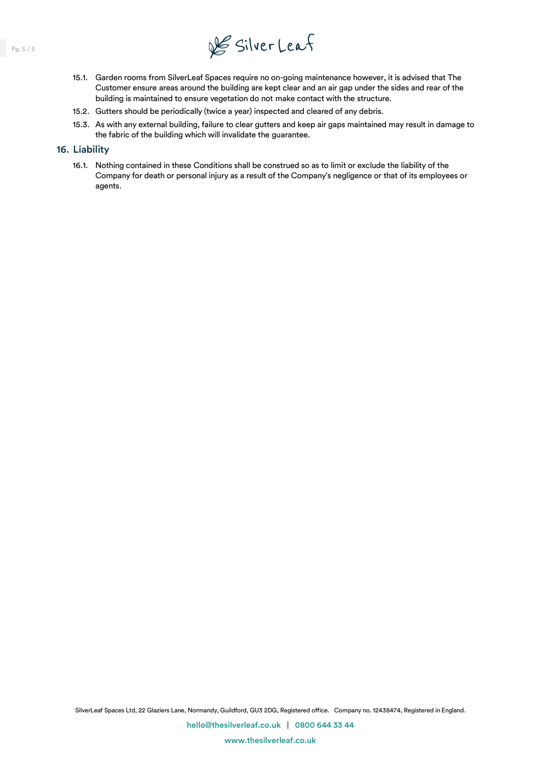15.1. Garden rooms from SilverLeaf Spaces require no on-going maintenance however, it is advised that The Customer ensure areas around the building are kept clear and an air gap under the sides and rear of the building is maintained to ensure vegetation do not make contact with the structure.

15.2. Gutters should be periodically (twice a year) inspected and cleared of any debris.

15.3. As with any external building, failure to clear gutters and keep air gaps maintained may result in damage to the fabric of the building which will invalidate the guarantee.

## 16. Liability

16.1. Nothing contained in these Conditions shall be construed so as to limit or exclude the liability of the Company for death or personal injury as a result of the Company's negligence or that of its employees or agents.